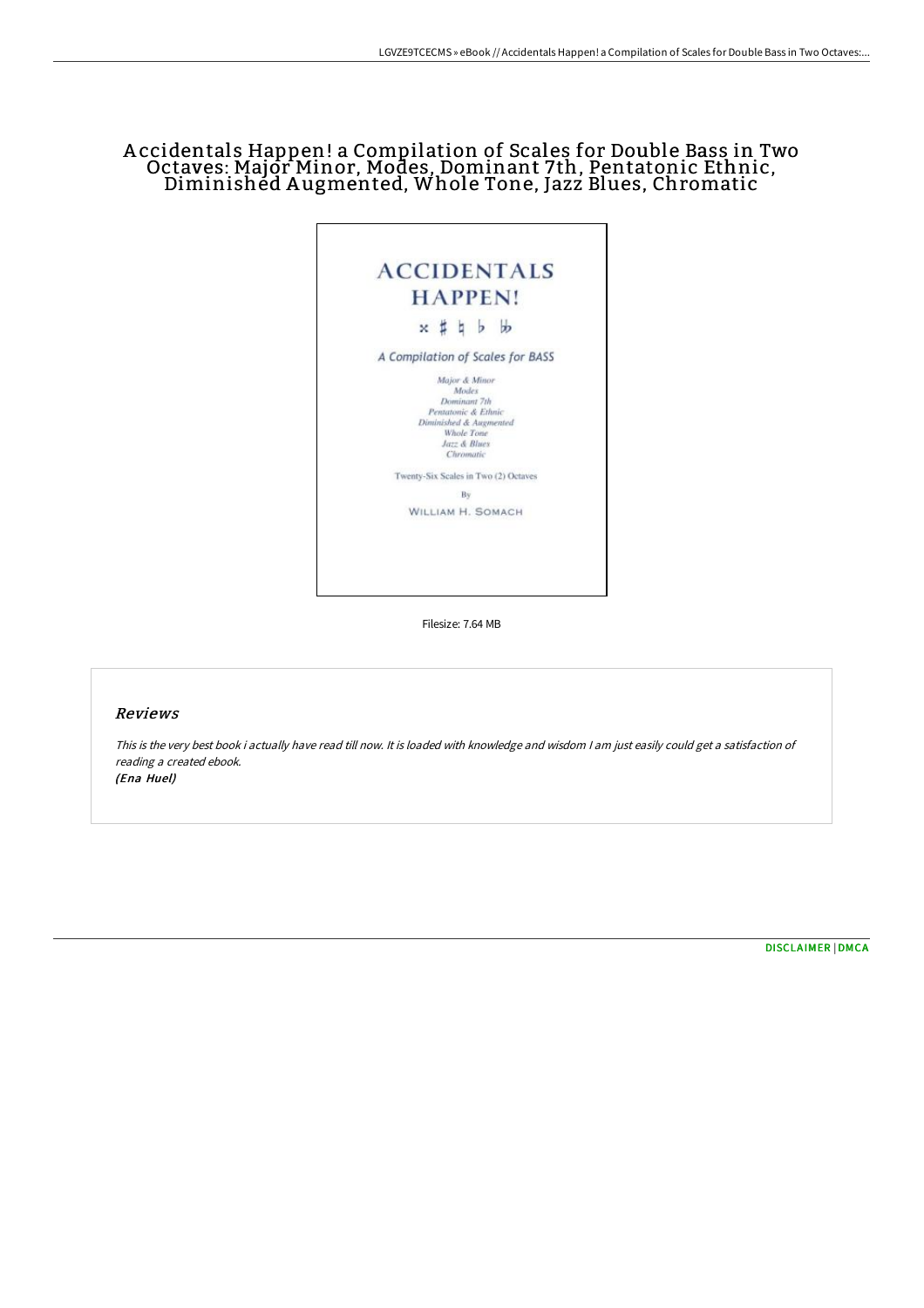# Accidentals Happen! a Compilation of Scales for Double Bass in Two Octaves: Major Minor, Modes, Dominant 7th, Pentatonic Ethnic, Diminished Augmented, Whole Tone, Jazz Blues, Chromatic

ACCIDENTALS HAPPEN!

𝄪 ♯ ♮ ♭ 𝄫

*A Compilation of Scales for BASS*

*Major & Minor*
*Modes*
*Dominant 7th*
*Pentatonic & Ethnic*
*Diminished & Augmented*
*Whole Tone*
*Jazz & Blues*
*Chromatic*

Twenty-Six Scales in Two (2) Octaves

By

WILLIAM H. SOMACH

Filesize: 7.64 MB

## Reviews

*This is the very best book i actually have read till now. It is loaded with knowledge and wisdom I am just easily could get a satisfaction of reading a created ebook.*
***(Ena Huel)***

DISCLAIMER | DMCA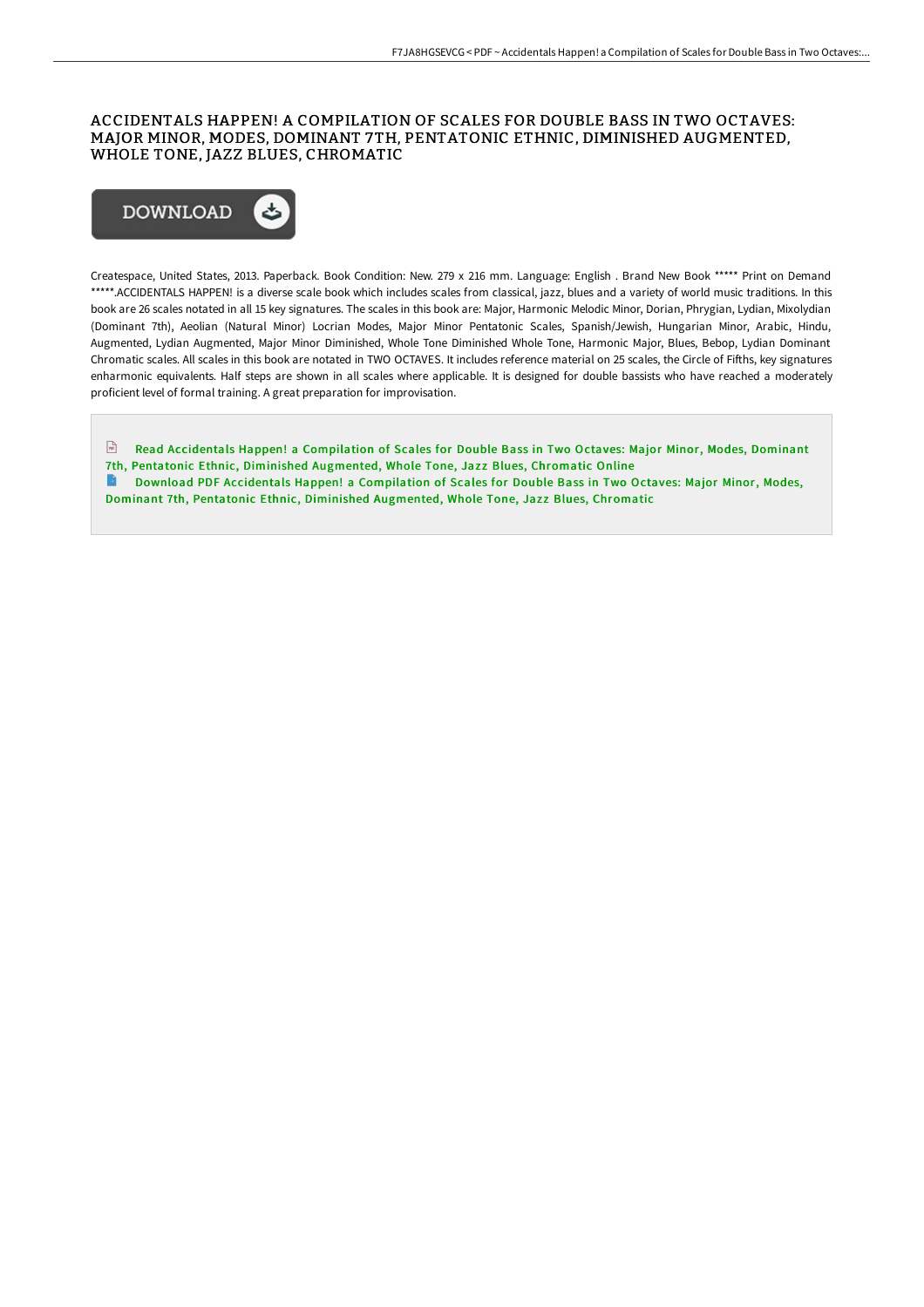# ACCIDENTALS HAPPEN! A COMPILATION OF SCALES FOR DOUBLE BASS IN TWO OCTAVES: MAJOR MINOR, MODES, DOMINANT 7TH, PENTATONIC ETHNIC, DIMINISHED AUGMENTED, WHOLE TONE, JAZZ BLUES, CHROMATIC

DOWNLOAD

Createspace, United States, 2013. Paperback. Book Condition: New. 279 x 216 mm. Language: English . Brand New Book ***** Print on Demand *****.ACCIDENTALS HAPPEN! is a diverse scale book which includes scales from classical, jazz, blues and a variety of world music traditions. In this book are 26 scales notated in all 15 key signatures. The scales in this book are: Major, Harmonic Melodic Minor, Dorian, Phrygian, Lydian, Mixolydian (Dominant 7th), Aeolian (Natural Minor) Locrian Modes, Major Minor Pentatonic Scales, Spanish/Jewish, Hungarian Minor, Arabic, Hindu, Augmented, Lydian Augmented, Major Minor Diminished, Whole Tone Diminished Whole Tone, Harmonic Major, Blues, Bebop, Lydian Dominant Chromatic scales. All scales in this book are notated in TWO OCTAVES. It includes reference material on 25 scales, the Circle of Fifths, key signatures enharmonic equivalents. Half steps are shown in all scales where applicable. It is designed for double bassists who have reached a moderately proficient level of formal training. A great preparation for improvisation.

Read Accidentals Happen! a Compilation of Scales for Double Bass in Two Octaves: Major Minor, Modes, Dominant 7th, Pentatonic Ethnic, Diminished Augmented, Whole Tone, Jazz Blues, Chromatic Online

Download PDF Accidentals Happen! a Compilation of Scales for Double Bass in Two Octaves: Major Minor, Modes, Dominant 7th, Pentatonic Ethnic, Diminished Augmented, Whole Tone, Jazz Blues, Chromatic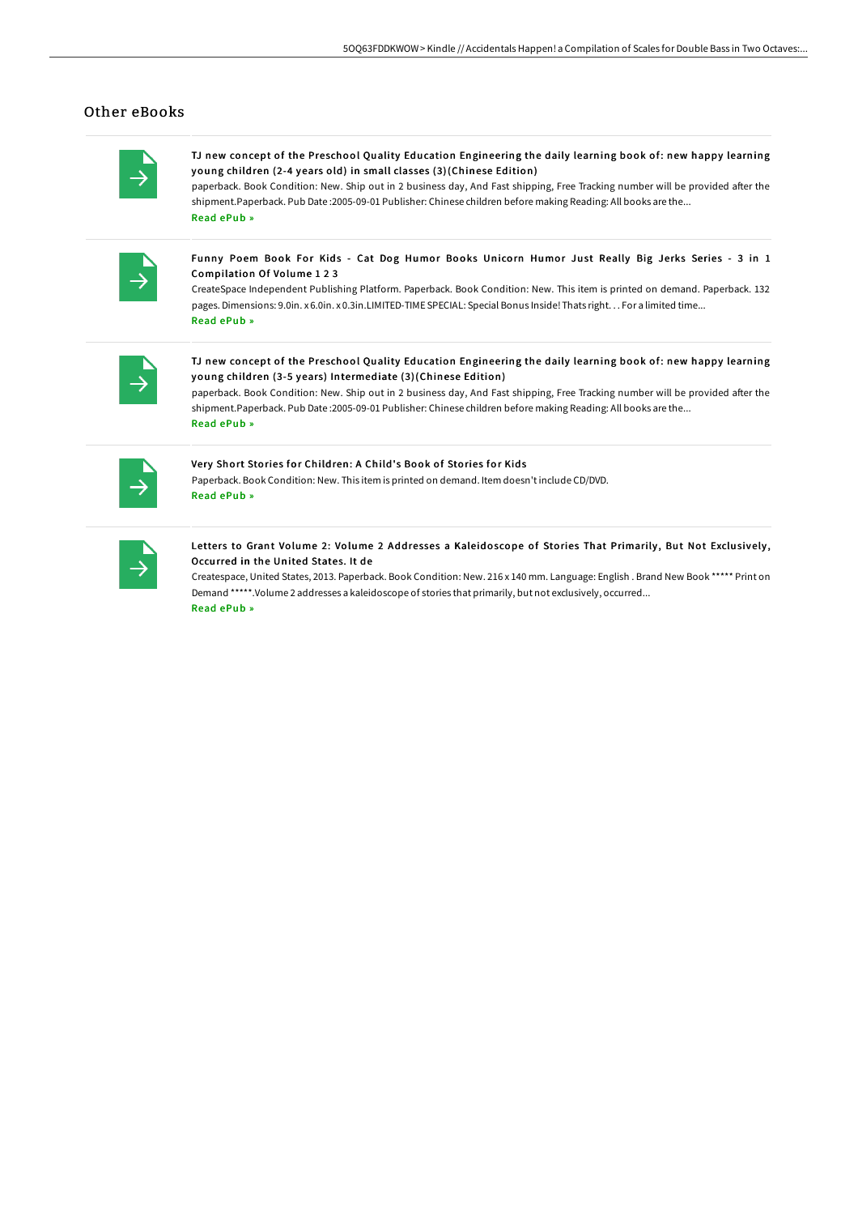## Other eBooks

**TJ new concept of the Preschool Quality Education Engineering the daily learning book of: new happy learning young children (2-4 years old) in small classes (3)(Chinese Edition)**

paperback. Book Condition: New. Ship out in 2 business day, And Fast shipping, Free Tracking number will be provided after the shipment.Paperback. Pub Date :2005-09-01 Publisher: Chinese children before making Reading: All books are the...

Read ePub »

**Funny Poem Book For Kids - Cat Dog Humor Books Unicorn Humor Just Really Big Jerks Series - 3 in 1 Compilation Of Volume 1 2 3**

CreateSpace Independent Publishing Platform. Paperback. Book Condition: New. This item is printed on demand. Paperback. 132 pages. Dimensions: 9.0in. x 6.0in. x 0.3in.LIMITED-TIME SPECIAL: Special Bonus Inside! Thats right. . . For a limited time...

Read ePub »

**TJ new concept of the Preschool Quality Education Engineering the daily learning book of: new happy learning young children (3-5 years) Intermediate (3)(Chinese Edition)**

paperback. Book Condition: New. Ship out in 2 business day, And Fast shipping, Free Tracking number will be provided after the shipment.Paperback. Pub Date :2005-09-01 Publisher: Chinese children before making Reading: All books are the...

Read ePub »

**Very Short Stories for Children: A Child's Book of Stories for Kids**

Paperback. Book Condition: New. This item is printed on demand. Item doesn't include CD/DVD.

Read ePub »

**Letters to Grant Volume 2: Volume 2 Addresses a Kaleidoscope of Stories That Primarily, But Not Exclusively, Occurred in the United States. It de**

Createspace, United States, 2013. Paperback. Book Condition: New. 216 x 140 mm. Language: English . Brand New Book ***** Print on Demand *****.Volume 2 addresses a kaleidoscope of stories that primarily, but not exclusively, occurred...

Read ePub »